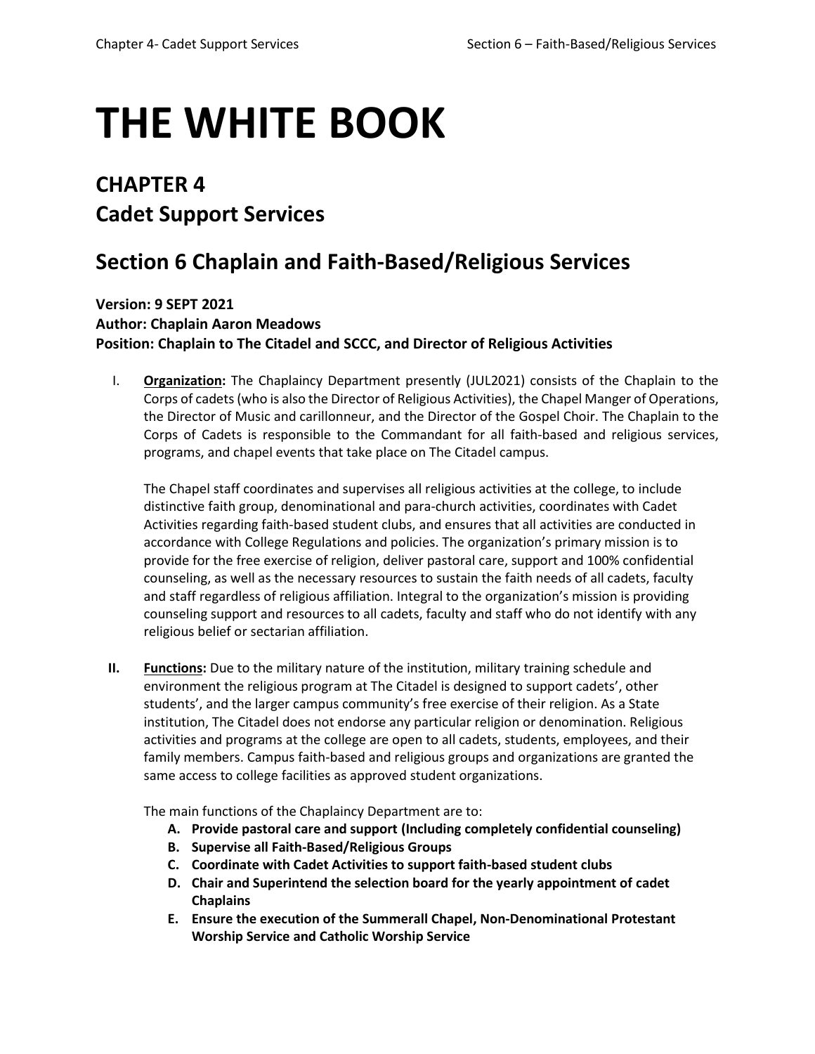# THE WHITE BOOK

## CHAPTER 4
## Cadet Support Services

## Section 6 Chaplain and Faith-Based/Religious Services

**Version: 9 SEPT 2021**
**Author: Chaplain Aaron Meadows**
**Position: Chaplain to The Citadel and SCCC, and Director of Religious Activities**

I. **Organization:** The Chaplaincy Department presently (JUL2021) consists of the Chaplain to the Corps of cadets (who is also the Director of Religious Activities), the Chapel Manger of Operations, the Director of Music and carillonneur, and the Director of the Gospel Choir. The Chaplain to the Corps of Cadets is responsible to the Commandant for all faith-based and religious services, programs, and chapel events that take place on The Citadel campus.

   The Chapel staff coordinates and supervises all religious activities at the college, to include distinctive faith group, denominational and para-church activities, coordinates with Cadet Activities regarding faith-based student clubs, and ensures that all activities are conducted in accordance with College Regulations and policies. The organization's primary mission is to provide for the free exercise of religion, deliver pastoral care, support and 100% confidential counseling, as well as the necessary resources to sustain the faith needs of all cadets, faculty and staff regardless of religious affiliation. Integral to the organization's mission is providing counseling support and resources to all cadets, faculty and staff who do not identify with any religious belief or sectarian affiliation.

**II.** **Functions:** Due to the military nature of the institution, military training schedule and environment the religious program at The Citadel is designed to support cadets', other students', and the larger campus community's free exercise of their religion. As a State institution, The Citadel does not endorse any particular religion or denomination. Religious activities and programs at the college are open to all cadets, students, employees, and their family members. Campus faith-based and religious groups and organizations are granted the same access to college facilities as approved student organizations.

   The main functions of the Chaplaincy Department are to:

   A. **Provide pastoral care and support (Including completely confidential counseling)**
   B. **Supervise all Faith-Based/Religious Groups**
   C. **Coordinate with Cadet Activities to support faith-based student clubs**
   D. **Chair and Superintend the selection board for the yearly appointment of cadet Chaplains**
   E. **Ensure the execution of the Summerall Chapel, Non-Denominational Protestant Worship Service and Catholic Worship Service**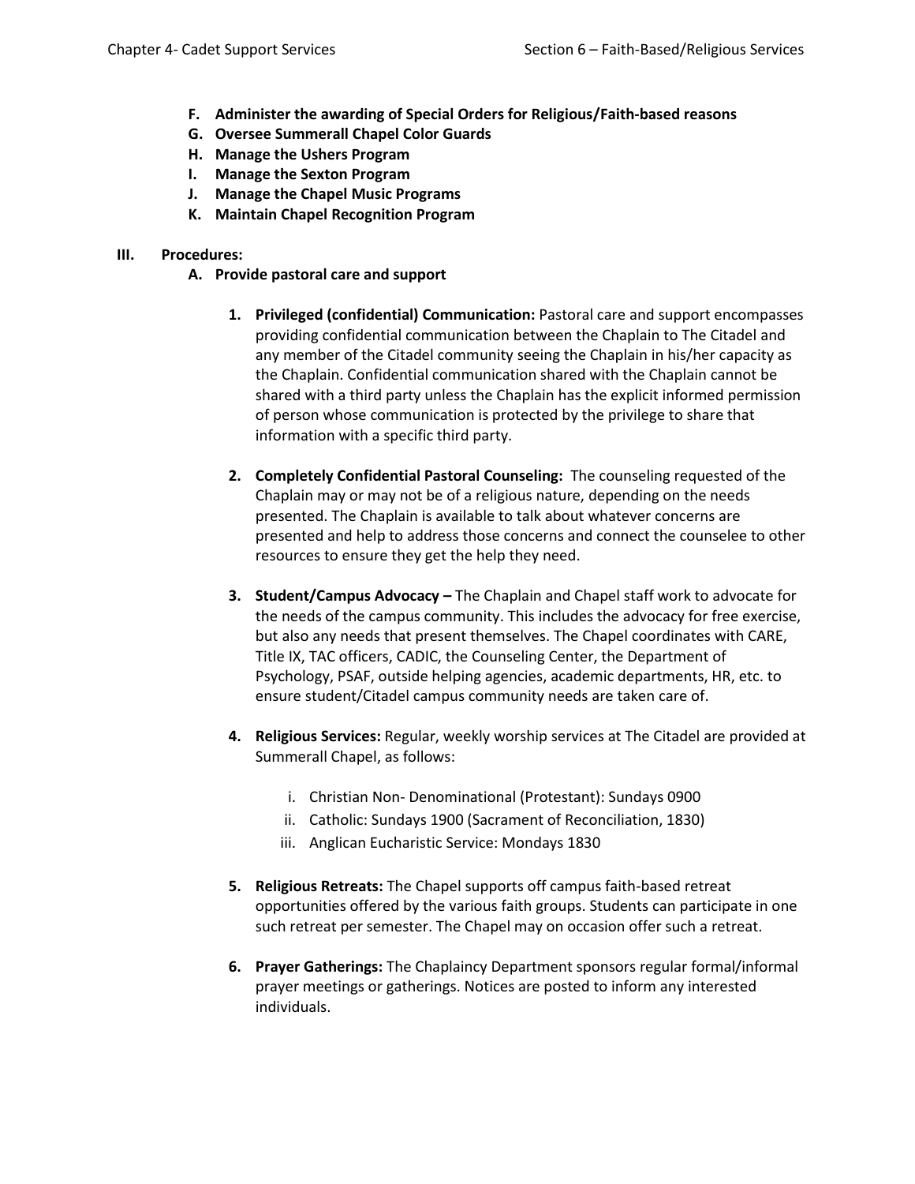**F. Administer the awarding of Special Orders for Religious/Faith-based reasons**

**G. Oversee Summerall Chapel Color Guards**

**H. Manage the Ushers Program**

**I. Manage the Sexton Program**

**J. Manage the Chapel Music Programs**

**K. Maintain Chapel Recognition Program**

## III. Procedures:

### A. Provide pastoral care and support

1. **Privileged (confidential) Communication:** Pastoral care and support encompasses providing confidential communication between the Chaplain to The Citadel and any member of the Citadel community seeing the Chaplain in his/her capacity as the Chaplain. Confidential communication shared with the Chaplain cannot be shared with a third party unless the Chaplain has the explicit informed permission of person whose communication is protected by the privilege to share that information with a specific third party.

2. **Completely Confidential Pastoral Counseling:** The counseling requested of the Chaplain may or may not be of a religious nature, depending on the needs presented. The Chaplain is available to talk about whatever concerns are presented and help to address those concerns and connect the counselee to other resources to ensure they get the help they need.

3. **Student/Campus Advocacy –** The Chaplain and Chapel staff work to advocate for the needs of the campus community. This includes the advocacy for free exercise, but also any needs that present themselves. The Chapel coordinates with CARE, Title IX, TAC officers, CADIC, the Counseling Center, the Department of Psychology, PSAF, outside helping agencies, academic departments, HR, etc. to ensure student/Citadel campus community needs are taken care of.

4. **Religious Services:** Regular, weekly worship services at The Citadel are provided at Summerall Chapel, as follows:

   i. Christian Non- Denominational (Protestant): Sundays 0900
   
   ii. Catholic: Sundays 1900 (Sacrament of Reconciliation, 1830)
   
   iii. Anglican Eucharistic Service: Mondays 1830

5. **Religious Retreats:** The Chapel supports off campus faith-based retreat opportunities offered by the various faith groups. Students can participate in one such retreat per semester. The Chapel may on occasion offer such a retreat.

6. **Prayer Gatherings:** The Chaplaincy Department sponsors regular formal/informal prayer meetings or gatherings. Notices are posted to inform any interested individuals.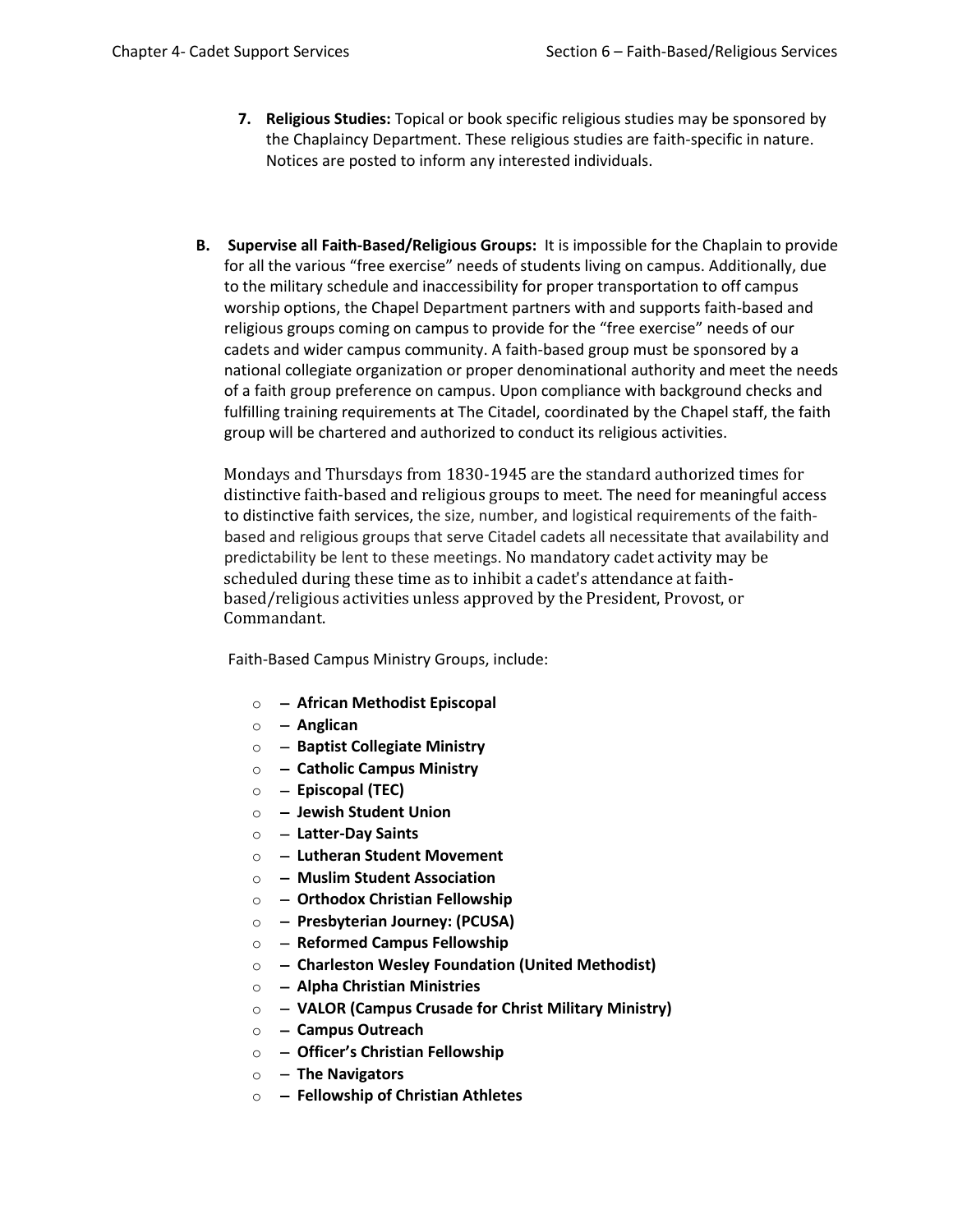7. **Religious Studies:** Topical or book specific religious studies may be sponsored by the Chaplaincy Department. These religious studies are faith-specific in nature. Notices are posted to inform any interested individuals.

**B. Supervise all Faith-Based/Religious Groups:** It is impossible for the Chaplain to provide for all the various "free exercise" needs of students living on campus. Additionally, due to the military schedule and inaccessibility for proper transportation to off campus worship options, the Chapel Department partners with and supports faith-based and religious groups coming on campus to provide for the "free exercise" needs of our cadets and wider campus community. A faith-based group must be sponsored by a national collegiate organization or proper denominational authority and meet the needs of a faith group preference on campus. Upon compliance with background checks and fulfilling training requirements at The Citadel, coordinated by the Chapel staff, the faith group will be chartered and authorized to conduct its religious activities.

Mondays and Thursdays from 1830-1945 are the standard authorized times for distinctive faith-based and religious groups to meet. The need for meaningful access to distinctive faith services, the size, number, and logistical requirements of the faith-based and religious groups that serve Citadel cadets all necessitate that availability and predictability be lent to these meetings. No mandatory cadet activity may be scheduled during these time as to inhibit a cadet's attendance at faith-based/religious activities unless approved by the President, Provost, or Commandant.

Faith-Based Campus Ministry Groups, include:

- – **African Methodist Episcopal**
- – **Anglican**
- – **Baptist Collegiate Ministry**
- – **Catholic Campus Ministry**
- – **Episcopal (TEC)**
- – **Jewish Student Union**
- – **Latter-Day Saints**
- – **Lutheran Student Movement**
- – **Muslim Student Association**
- – **Orthodox Christian Fellowship**
- – **Presbyterian Journey: (PCUSA)**
- – **Reformed Campus Fellowship**
- – **Charleston Wesley Foundation (United Methodist)**
- – **Alpha Christian Ministries**
- – **VALOR (Campus Crusade for Christ Military Ministry)**
- – **Campus Outreach**
- – **Officer's Christian Fellowship**
- – **The Navigators**
- – **Fellowship of Christian Athletes**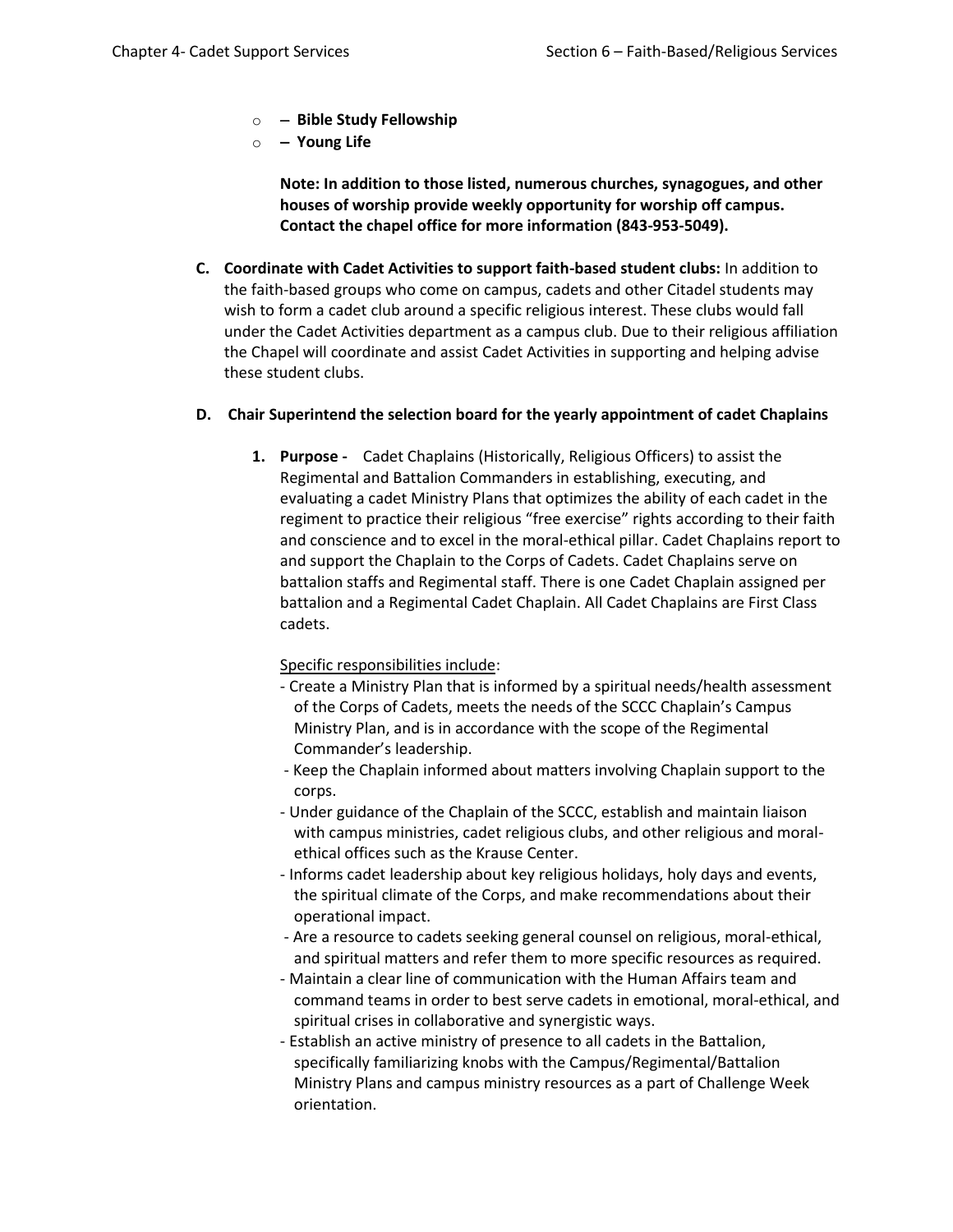- – **Bible Study Fellowship**
- – **Young Life**

  **Note: In addition to those listed, numerous churches, synagogues, and other houses of worship provide weekly opportunity for worship off campus. Contact the chapel office for more information (843-953-5049).**

**C. Coordinate with Cadet Activities to support faith-based student clubs:** In addition to the faith-based groups who come on campus, cadets and other Citadel students may wish to form a cadet club around a specific religious interest. These clubs would fall under the Cadet Activities department as a campus club. Due to their religious affiliation the Chapel will coordinate and assist Cadet Activities in supporting and helping advise these student clubs.

**D. Chair Superintend the selection board for the yearly appointment of cadet Chaplains**

1. **Purpose -** Cadet Chaplains (Historically, Religious Officers) to assist the Regimental and Battalion Commanders in establishing, executing, and evaluating a cadet Ministry Plans that optimizes the ability of each cadet in the regiment to practice their religious "free exercise" rights according to their faith and conscience and to excel in the moral-ethical pillar. Cadet Chaplains report to and support the Chaplain to the Corps of Cadets. Cadet Chaplains serve on battalion staffs and Regimental staff. There is one Cadet Chaplain assigned per battalion and a Regimental Cadet Chaplain. All Cadet Chaplains are First Class cadets.

   <u>Specific responsibilities include</u>:
   - Create a Ministry Plan that is informed by a spiritual needs/health assessment of the Corps of Cadets, meets the needs of the SCCC Chaplain's Campus Ministry Plan, and is in accordance with the scope of the Regimental Commander's leadership.
   - Keep the Chaplain informed about matters involving Chaplain support to the corps.
   - Under guidance of the Chaplain of the SCCC, establish and maintain liaison with campus ministries, cadet religious clubs, and other religious and moral-ethical offices such as the Krause Center.
   - Informs cadet leadership about key religious holidays, holy days and events, the spiritual climate of the Corps, and make recommendations about their operational impact.
   - Are a resource to cadets seeking general counsel on religious, moral-ethical, and spiritual matters and refer them to more specific resources as required.
   - Maintain a clear line of communication with the Human Affairs team and command teams in order to best serve cadets in emotional, moral-ethical, and spiritual crises in collaborative and synergistic ways.
   - Establish an active ministry of presence to all cadets in the Battalion, specifically familiarizing knobs with the Campus/Regimental/Battalion Ministry Plans and campus ministry resources as a part of Challenge Week orientation.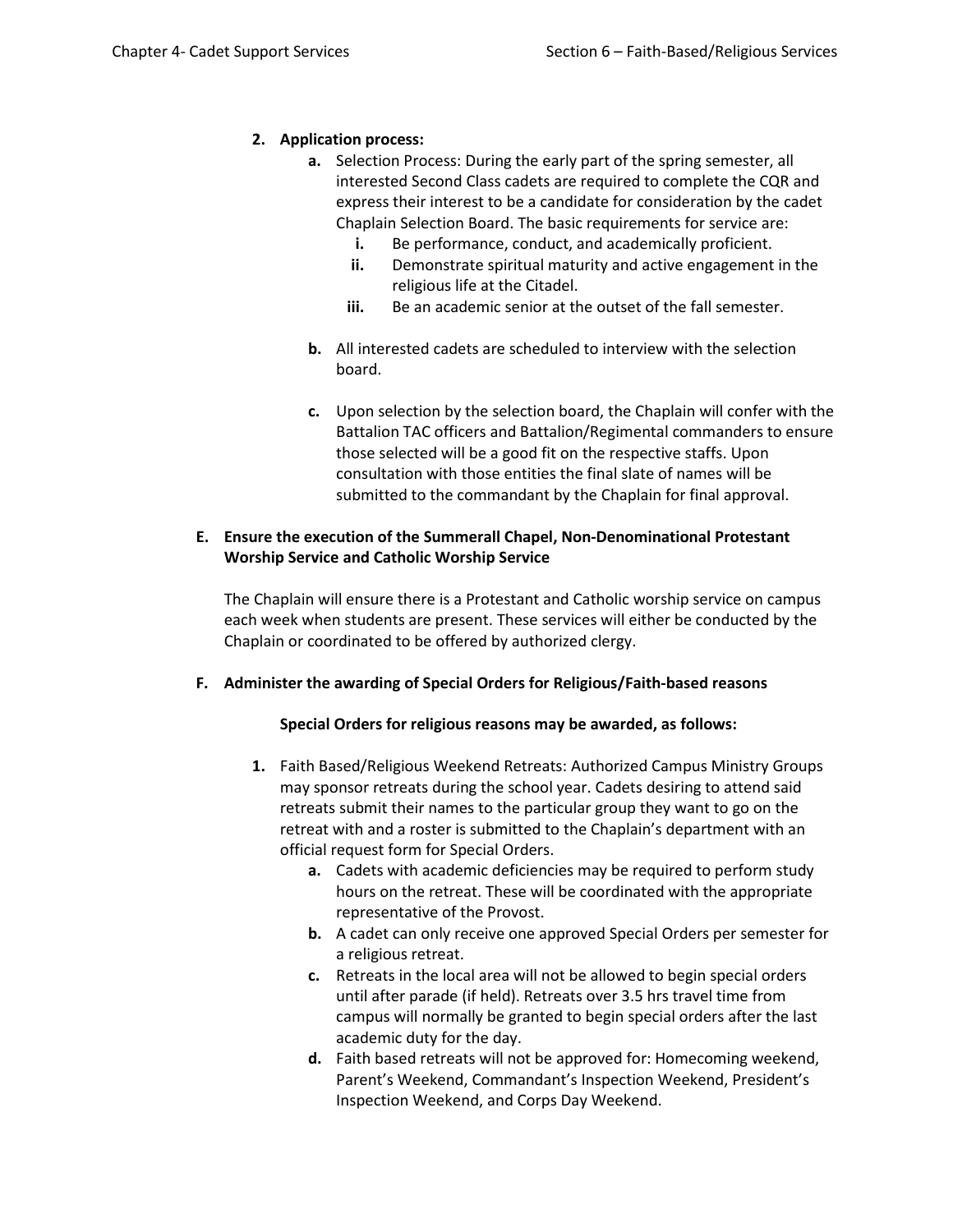2. **Application process:**
    a. Selection Process: During the early part of the spring semester, all interested Second Class cadets are required to complete the CQR and express their interest to be a candidate for consideration by the cadet Chaplain Selection Board. The basic requirements for service are:
        i. Be performance, conduct, and academically proficient.
        ii. Demonstrate spiritual maturity and active engagement in the religious life at the Citadel.
        iii. Be an academic senior at the outset of the fall semester.

    b. All interested cadets are scheduled to interview with the selection board.

    c. Upon selection by the selection board, the Chaplain will confer with the Battalion TAC officers and Battalion/Regimental commanders to ensure those selected will be a good fit on the respective staffs. Upon consultation with those entities the final slate of names will be submitted to the commandant by the Chaplain for final approval.

**E. Ensure the execution of the Summerall Chapel, Non-Denominational Protestant Worship Service and Catholic Worship Service**

The Chaplain will ensure there is a Protestant and Catholic worship service on campus each week when students are present. These services will either be conducted by the Chaplain or coordinated to be offered by authorized clergy.

**F. Administer the awarding of Special Orders for Religious/Faith-based reasons**

**Special Orders for religious reasons may be awarded, as follows:**

1. Faith Based/Religious Weekend Retreats: Authorized Campus Ministry Groups may sponsor retreats during the school year. Cadets desiring to attend said retreats submit their names to the particular group they want to go on the retreat with and a roster is submitted to the Chaplain's department with an official request form for Special Orders.
    a. Cadets with academic deficiencies may be required to perform study hours on the retreat. These will be coordinated with the appropriate representative of the Provost.
    b. A cadet can only receive one approved Special Orders per semester for a religious retreat.
    c. Retreats in the local area will not be allowed to begin special orders until after parade (if held). Retreats over 3.5 hrs travel time from campus will normally be granted to begin special orders after the last academic duty for the day.
    d. Faith based retreats will not be approved for: Homecoming weekend, Parent's Weekend, Commandant's Inspection Weekend, President's Inspection Weekend, and Corps Day Weekend.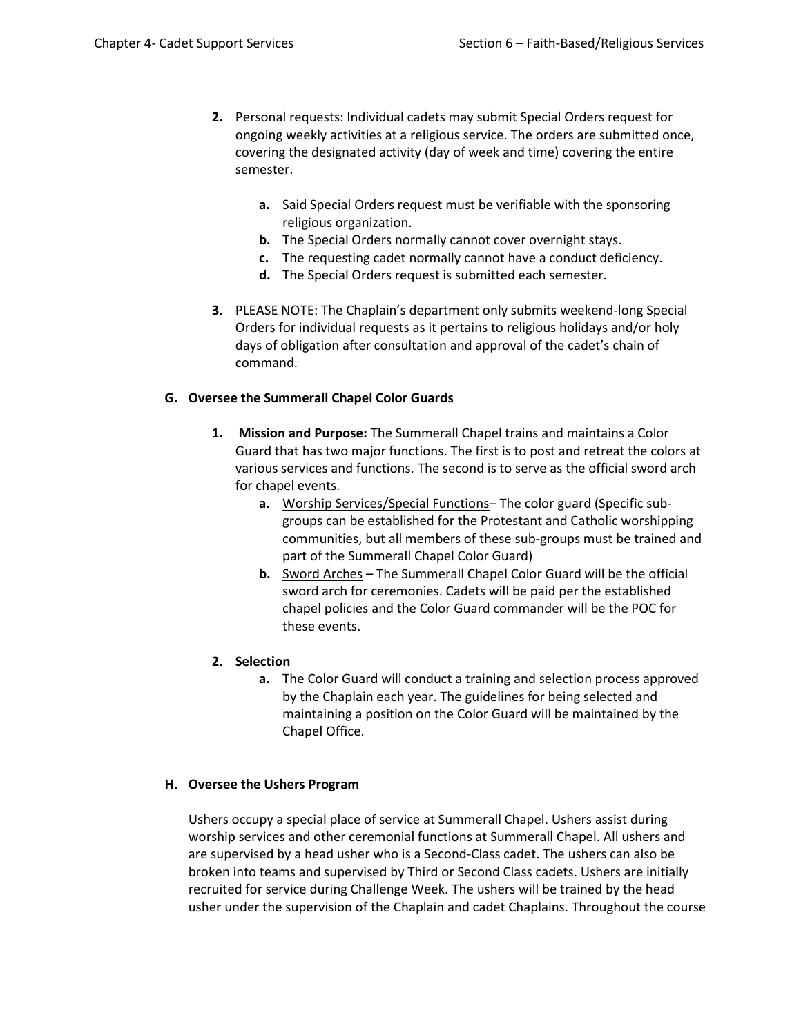2. Personal requests: Individual cadets may submit Special Orders request for ongoing weekly activities at a religious service. The orders are submitted once, covering the designated activity (day of week and time) covering the entire semester.

    a. Said Special Orders request must be verifiable with the sponsoring religious organization.
    b. The Special Orders normally cannot cover overnight stays.
    c. The requesting cadet normally cannot have a conduct deficiency.
    d. The Special Orders request is submitted each semester.

3. PLEASE NOTE: The Chaplain's department only submits weekend-long Special Orders for individual requests as it pertains to religious holidays and/or holy days of obligation after consultation and approval of the cadet's chain of command.

**G. Oversee the Summerall Chapel Color Guards**

1. **Mission and Purpose:** The Summerall Chapel trains and maintains a Color Guard that has two major functions. The first is to post and retreat the colors at various services and functions. The second is to serve as the official sword arch for chapel events.
    a. <u>Worship Services/Special Functions</u>– The color guard (Specific sub-groups can be established for the Protestant and Catholic worshipping communities, but all members of these sub-groups must be trained and part of the Summerall Chapel Color Guard)
    b. <u>Sword Arches</u> – The Summerall Chapel Color Guard will be the official sword arch for ceremonies. Cadets will be paid per the established chapel policies and the Color Guard commander will be the POC for these events.

2. **Selection**
    a. The Color Guard will conduct a training and selection process approved by the Chaplain each year. The guidelines for being selected and maintaining a position on the Color Guard will be maintained by the Chapel Office.

**H. Oversee the Ushers Program**

Ushers occupy a special place of service at Summerall Chapel. Ushers assist during worship services and other ceremonial functions at Summerall Chapel. All ushers and are supervised by a head usher who is a Second-Class cadet. The ushers can also be broken into teams and supervised by Third or Second Class cadets. Ushers are initially recruited for service during Challenge Week. The ushers will be trained by the head usher under the supervision of the Chaplain and cadet Chaplains. Throughout the course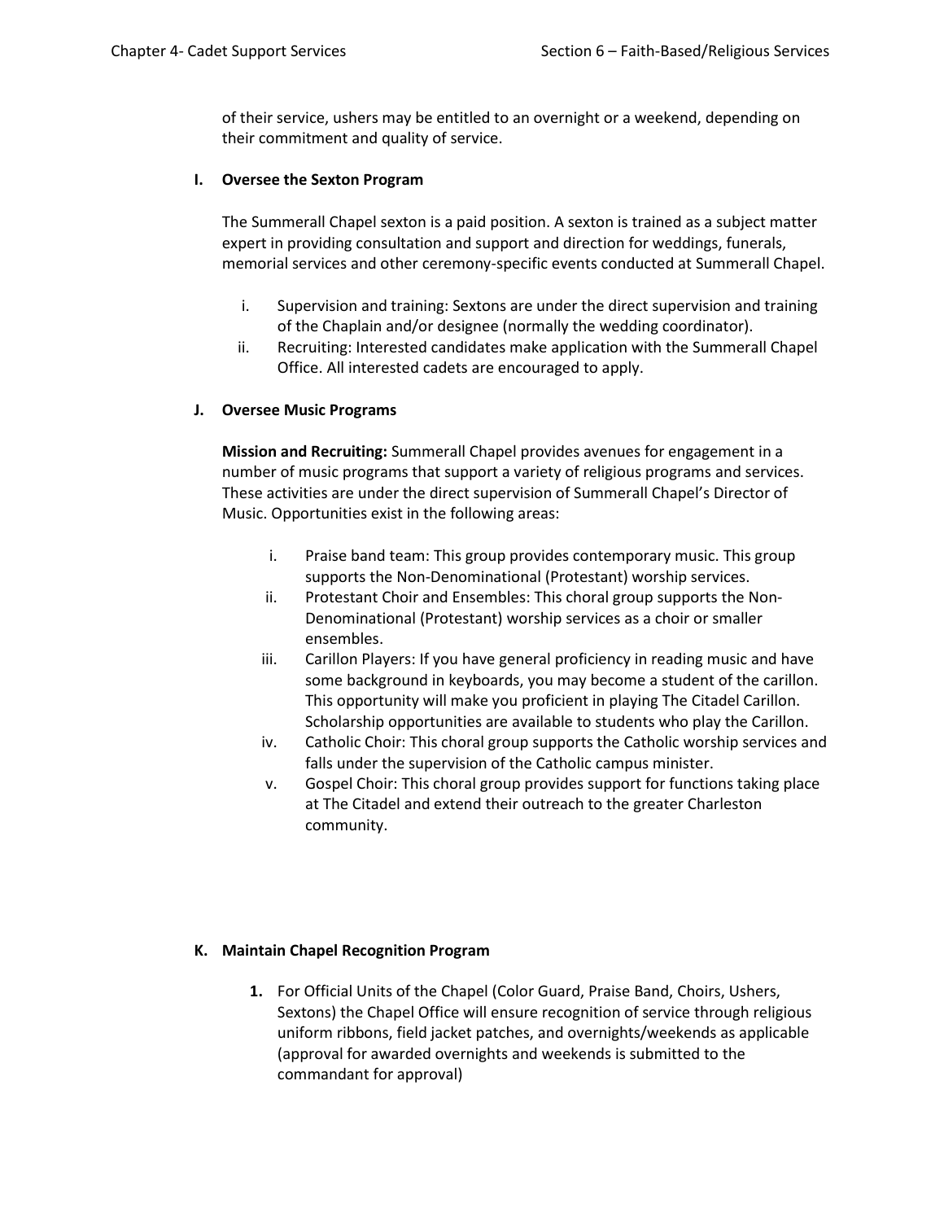of their service, ushers may be entitled to an overnight or a weekend, depending on their commitment and quality of service.

### I. Oversee the Sexton Program

The Summerall Chapel sexton is a paid position. A sexton is trained as a subject matter expert in providing consultation and support and direction for weddings, funerals, memorial services and other ceremony-specific events conducted at Summerall Chapel.

i. Supervision and training: Sextons are under the direct supervision and training of the Chaplain and/or designee (normally the wedding coordinator).

ii. Recruiting: Interested candidates make application with the Summerall Chapel Office. All interested cadets are encouraged to apply.

### J. Oversee Music Programs

**Mission and Recruiting:** Summerall Chapel provides avenues for engagement in a number of music programs that support a variety of religious programs and services. These activities are under the direct supervision of Summerall Chapel's Director of Music. Opportunities exist in the following areas:

i. Praise band team: This group provides contemporary music. This group supports the Non-Denominational (Protestant) worship services.

ii. Protestant Choir and Ensembles: This choral group supports the Non-Denominational (Protestant) worship services as a choir or smaller ensembles.

iii. Carillon Players: If you have general proficiency in reading music and have some background in keyboards, you may become a student of the carillon. This opportunity will make you proficient in playing The Citadel Carillon. Scholarship opportunities are available to students who play the Carillon.

iv. Catholic Choir: This choral group supports the Catholic worship services and falls under the supervision of the Catholic campus minister.

v. Gospel Choir: This choral group provides support for functions taking place at The Citadel and extend their outreach to the greater Charleston community.

### K. Maintain Chapel Recognition Program

1. For Official Units of the Chapel (Color Guard, Praise Band, Choirs, Ushers, Sextons) the Chapel Office will ensure recognition of service through religious uniform ribbons, field jacket patches, and overnights/weekends as applicable (approval for awarded overnights and weekends is submitted to the commandant for approval)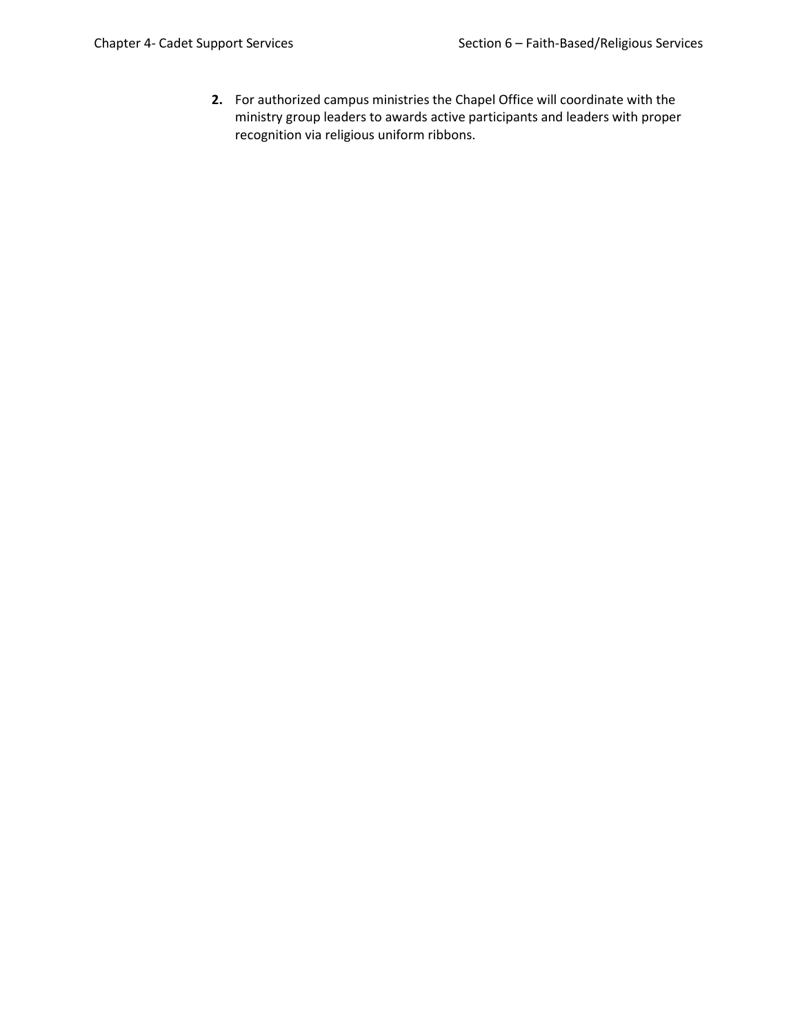2. For authorized campus ministries the Chapel Office will coordinate with the ministry group leaders to awards active participants and leaders with proper recognition via religious uniform ribbons.